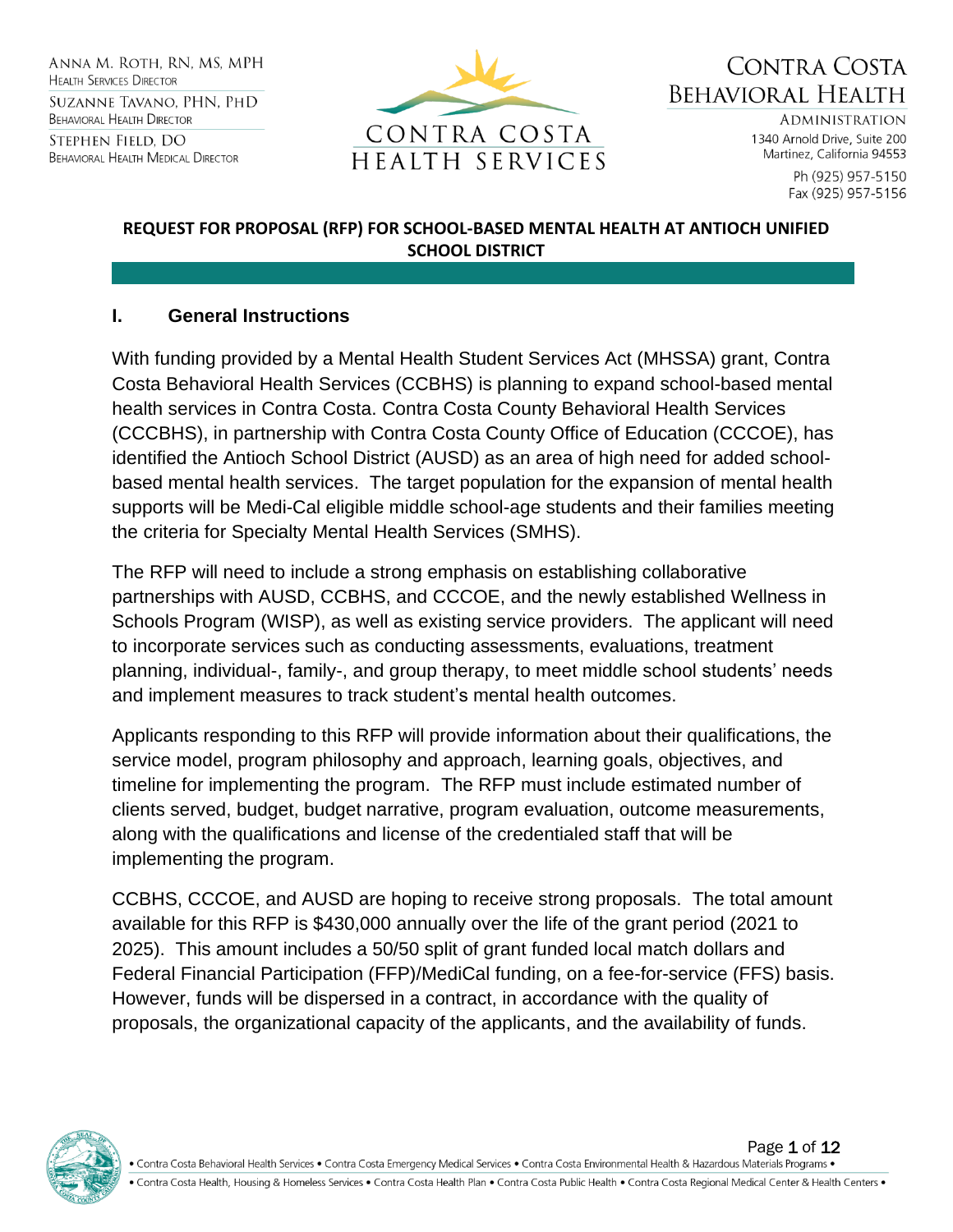ANNA M. ROTH, RN, MS, MPH
HEALTH SERVICES DIRECTOR

SUZANNE TAVANO, PHN, PHD
BEHAVIORAL HEALTH DIRECTOR

STEPHEN FIELD, DO
BEHAVIORAL HEALTH MEDICAL DIRECTOR

CONTRA COSTA HEALTH SERVICES

CONTRA COSTA BEHAVIORAL HEALTH
ADMINISTRATION
1340 Arnold Drive, Suite 200
Martinez, California 94553
Ph (925) 957-5150
Fax (925) 957-5156

**REQUEST FOR PROPOSAL (RFP) FOR SCHOOL-BASED MENTAL HEALTH AT ANTIOCH UNIFIED SCHOOL DISTRICT**

## I. General Instructions

With funding provided by a Mental Health Student Services Act (MHSSA) grant, Contra Costa Behavioral Health Services (CCBHS) is planning to expand school-based mental health services in Contra Costa. Contra Costa County Behavioral Health Services (CCCBHS), in partnership with Contra Costa County Office of Education (CCCOE), has identified the Antioch School District (AUSD) as an area of high need for added school-based mental health services. The target population for the expansion of mental health supports will be Medi-Cal eligible middle school-age students and their families meeting the criteria for Specialty Mental Health Services (SMHS).

The RFP will need to include a strong emphasis on establishing collaborative partnerships with AUSD, CCBHS, and CCCOE, and the newly established Wellness in Schools Program (WISP), as well as existing service providers. The applicant will need to incorporate services such as conducting assessments, evaluations, treatment planning, individual-, family-, and group therapy, to meet middle school students' needs and implement measures to track student's mental health outcomes.

Applicants responding to this RFP will provide information about their qualifications, the service model, program philosophy and approach, learning goals, objectives, and timeline for implementing the program. The RFP must include estimated number of clients served, budget, budget narrative, program evaluation, outcome measurements, along with the qualifications and license of the credentialed staff that will be implementing the program.

CCBHS, CCCOE, and AUSD are hoping to receive strong proposals. The total amount available for this RFP is $430,000 annually over the life of the grant period (2021 to 2025). This amount includes a 50/50 split of grant funded local match dollars and Federal Financial Participation (FFP)/MediCal funding, on a fee-for-service (FFS) basis. However, funds will be dispersed in a contract, in accordance with the quality of proposals, the organizational capacity of the applicants, and the availability of funds.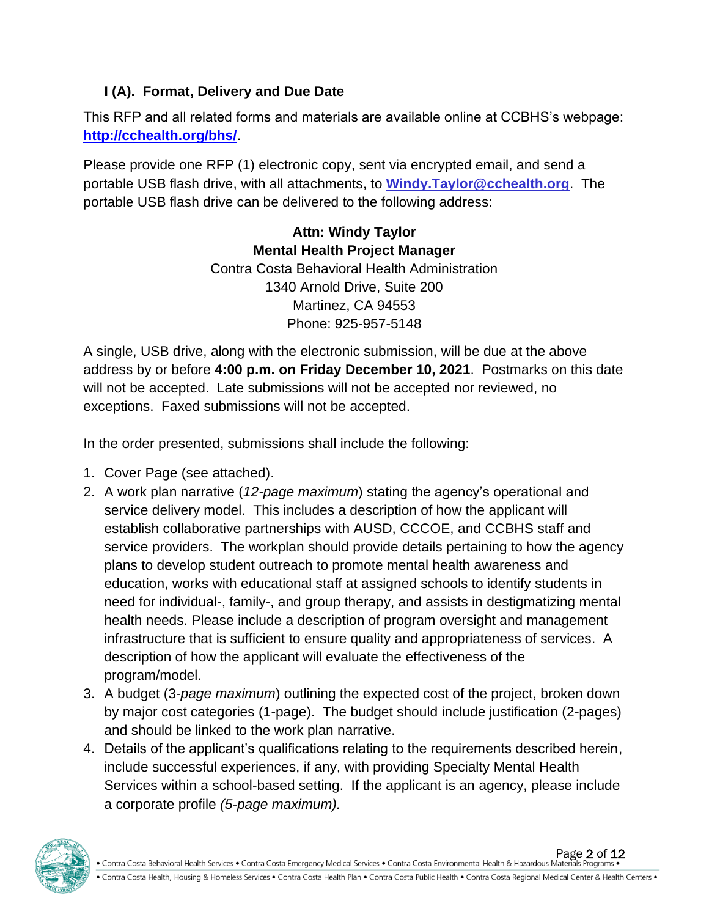### I (A). Format, Delivery and Due Date

This RFP and all related forms and materials are available online at CCBHS's webpage: **[http://cchealth.org/bhs/](http://cchealth.org/bhs/)**.

Please provide one RFP (1) electronic copy, sent via encrypted email, and send a portable USB flash drive, with all attachments, to **[Windy.Taylor@cchealth.org](mailto:Windy.Taylor@cchealth.org)**. The portable USB flash drive can be delivered to the following address:

**Attn: Windy Taylor**
**Mental Health Project Manager**
Contra Costa Behavioral Health Administration
1340 Arnold Drive, Suite 200
Martinez, CA 94553
Phone: 925-957-5148

A single, USB drive, along with the electronic submission, will be due at the above address by or before **4:00 p.m. on Friday December 10, 2021**. Postmarks on this date will not be accepted. Late submissions will not be accepted nor reviewed, no exceptions. Faxed submissions will not be accepted.

In the order presented, submissions shall include the following:

1. Cover Page (see attached).
2. A work plan narrative (*12-page maximum*) stating the agency's operational and service delivery model. This includes a description of how the applicant will establish collaborative partnerships with AUSD, CCCOE, and CCBHS staff and service providers. The workplan should provide details pertaining to how the agency plans to develop student outreach to promote mental health awareness and education, works with educational staff at assigned schools to identify students in need for individual-, family-, and group therapy, and assists in destigmatizing mental health needs. Please include a description of program oversight and management infrastructure that is sufficient to ensure quality and appropriateness of services. A description of how the applicant will evaluate the effectiveness of the program/model.
3. A budget (3-*page maximum*) outlining the expected cost of the project, broken down by major cost categories (1-page). The budget should include justification (2-pages) and should be linked to the work plan narrative.
4. Details of the applicant's qualifications relating to the requirements described herein, include successful experiences, if any, with providing Specialty Mental Health Services within a school-based setting. If the applicant is an agency, please include a corporate profile *(5-page maximum).*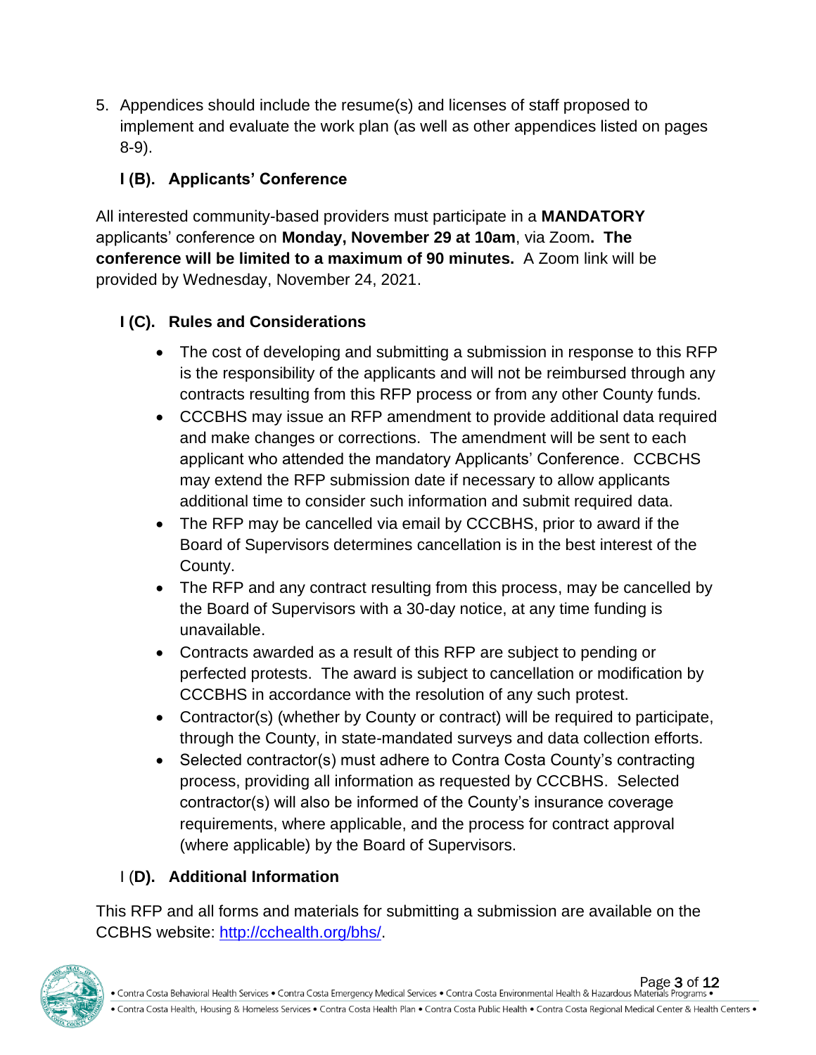5. Appendices should include the resume(s) and licenses of staff proposed to implement and evaluate the work plan (as well as other appendices listed on pages 8-9).

### I (B). Applicants' Conference

All interested community-based providers must participate in a **MANDATORY** applicants' conference on **Monday, November 29 at 10am**, via Zoom**. The conference will be limited to a maximum of 90 minutes.** A Zoom link will be provided by Wednesday, November 24, 2021.

### I (C). Rules and Considerations

- The cost of developing and submitting a submission in response to this RFP is the responsibility of the applicants and will not be reimbursed through any contracts resulting from this RFP process or from any other County funds.
- CCCBHS may issue an RFP amendment to provide additional data required and make changes or corrections. The amendment will be sent to each applicant who attended the mandatory Applicants' Conference. CCBCHS may extend the RFP submission date if necessary to allow applicants additional time to consider such information and submit required data.
- The RFP may be cancelled via email by CCCBHS, prior to award if the Board of Supervisors determines cancellation is in the best interest of the County.
- The RFP and any contract resulting from this process, may be cancelled by the Board of Supervisors with a 30-day notice, at any time funding is unavailable.
- Contracts awarded as a result of this RFP are subject to pending or perfected protests. The award is subject to cancellation or modification by CCCBHS in accordance with the resolution of any such protest.
- Contractor(s) (whether by County or contract) will be required to participate, through the County, in state-mandated surveys and data collection efforts.
- Selected contractor(s) must adhere to Contra Costa County's contracting process, providing all information as requested by CCCBHS. Selected contractor(s) will also be informed of the County's insurance coverage requirements, where applicable, and the process for contract approval (where applicable) by the Board of Supervisors.

### I (D). Additional Information

This RFP and all forms and materials for submitting a submission are available on the CCBHS website: http://cchealth.org/bhs/.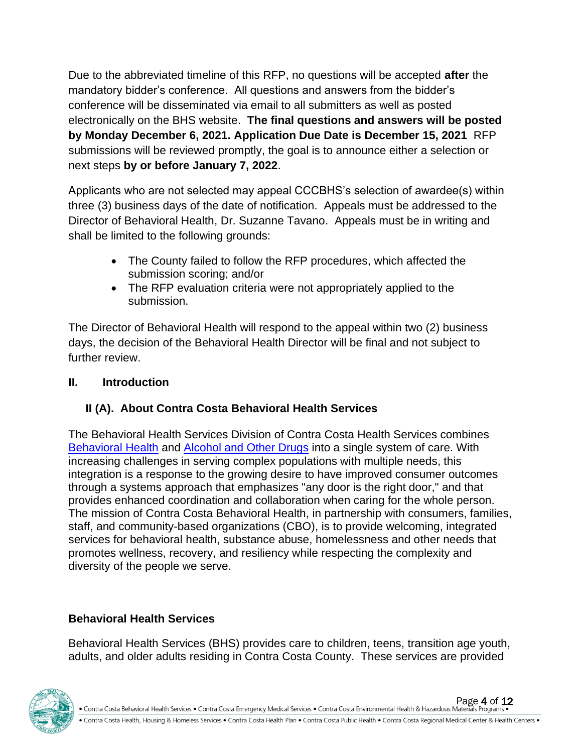Due to the abbreviated timeline of this RFP, no questions will be accepted **after** the mandatory bidder's conference. All questions and answers from the bidder's conference will be disseminated via email to all submitters as well as posted electronically on the BHS website. **The final questions and answers will be posted by Monday December 6, 2021. Application Due Date is December 15, 2021** RFP submissions will be reviewed promptly, the goal is to announce either a selection or next steps **by or before January 7, 2022**.

Applicants who are not selected may appeal CCCBHS's selection of awardee(s) within three (3) business days of the date of notification. Appeals must be addressed to the Director of Behavioral Health, Dr. Suzanne Tavano. Appeals must be in writing and shall be limited to the following grounds:

- The County failed to follow the RFP procedures, which affected the submission scoring; and/or
- The RFP evaluation criteria were not appropriately applied to the submission.

The Director of Behavioral Health will respond to the appeal within two (2) business days, the decision of the Behavioral Health Director will be final and not subject to further review.

## II. Introduction

### II (A). About Contra Costa Behavioral Health Services

The Behavioral Health Services Division of Contra Costa Health Services combines Behavioral Health and Alcohol and Other Drugs into a single system of care. With increasing challenges in serving complex populations with multiple needs, this integration is a response to the growing desire to have improved consumer outcomes through a systems approach that emphasizes "any door is the right door," and that provides enhanced coordination and collaboration when caring for the whole person. The mission of Contra Costa Behavioral Health, in partnership with consumers, families, staff, and community-based organizations (CBO), is to provide welcoming, integrated services for behavioral health, substance abuse, homelessness and other needs that promotes wellness, recovery, and resiliency while respecting the complexity and diversity of the people we serve.

**Behavioral Health Services**

Behavioral Health Services (BHS) provides care to children, teens, transition age youth, adults, and older adults residing in Contra Costa County. These services are provided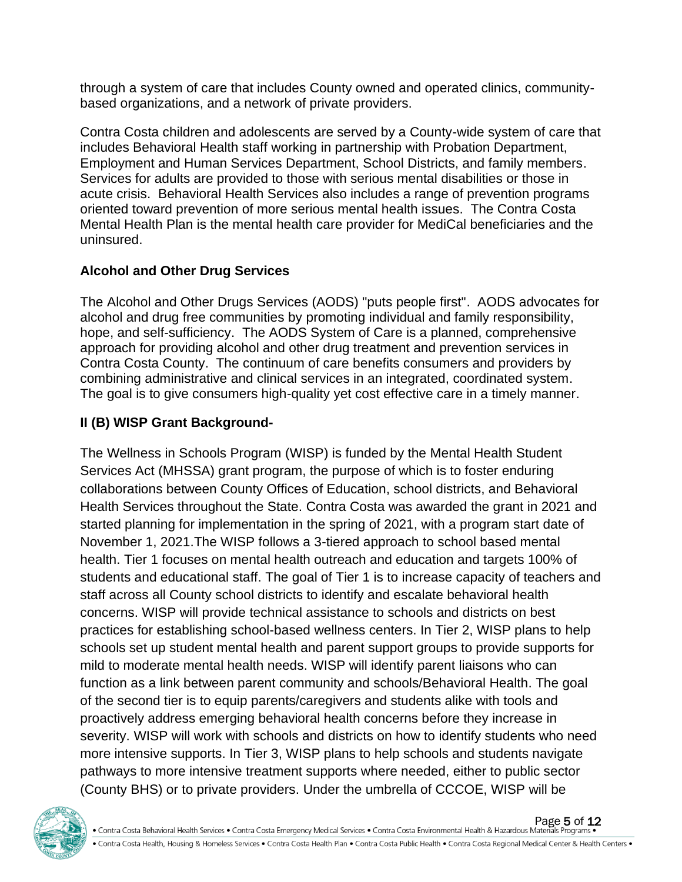through a system of care that includes County owned and operated clinics, community-based organizations, and a network of private providers.

Contra Costa children and adolescents are served by a County-wide system of care that includes Behavioral Health staff working in partnership with Probation Department, Employment and Human Services Department, School Districts, and family members. Services for adults are provided to those with serious mental disabilities or those in acute crisis. Behavioral Health Services also includes a range of prevention programs oriented toward prevention of more serious mental health issues. The Contra Costa Mental Health Plan is the mental health care provider for MediCal beneficiaries and the uninsured.

### Alcohol and Other Drug Services

The Alcohol and Other Drugs Services (AODS) "puts people first". AODS advocates for alcohol and drug free communities by promoting individual and family responsibility, hope, and self-sufficiency. The AODS System of Care is a planned, comprehensive approach for providing alcohol and other drug treatment and prevention services in Contra Costa County. The continuum of care benefits consumers and providers by combining administrative and clinical services in an integrated, coordinated system. The goal is to give consumers high-quality yet cost effective care in a timely manner.

### II (B) WISP Grant Background-

The Wellness in Schools Program (WISP) is funded by the Mental Health Student Services Act (MHSSA) grant program, the purpose of which is to foster enduring collaborations between County Offices of Education, school districts, and Behavioral Health Services throughout the State. Contra Costa was awarded the grant in 2021 and started planning for implementation in the spring of 2021, with a program start date of November 1, 2021.The WISP follows a 3-tiered approach to school based mental health. Tier 1 focuses on mental health outreach and education and targets 100% of students and educational staff. The goal of Tier 1 is to increase capacity of teachers and staff across all County school districts to identify and escalate behavioral health concerns. WISP will provide technical assistance to schools and districts on best practices for establishing school-based wellness centers. In Tier 2, WISP plans to help schools set up student mental health and parent support groups to provide supports for mild to moderate mental health needs. WISP will identify parent liaisons who can function as a link between parent community and schools/Behavioral Health. The goal of the second tier is to equip parents/caregivers and students alike with tools and proactively address emerging behavioral health concerns before they increase in severity. WISP will work with schools and districts on how to identify students who need more intensive supports. In Tier 3, WISP plans to help schools and students navigate pathways to more intensive treatment supports where needed, either to public sector (County BHS) or to private providers. Under the umbrella of CCCOE, WISP will be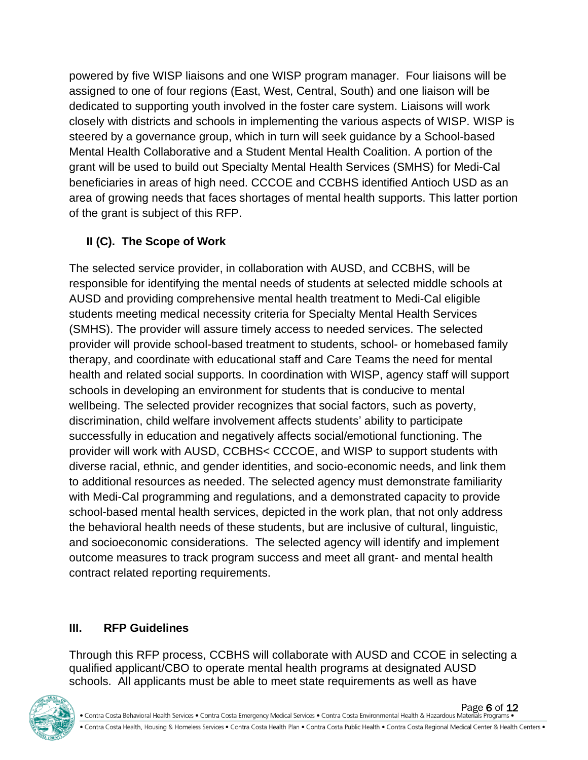powered by five WISP liaisons and one WISP program manager. Four liaisons will be assigned to one of four regions (East, West, Central, South) and one liaison will be dedicated to supporting youth involved in the foster care system. Liaisons will work closely with districts and schools in implementing the various aspects of WISP. WISP is steered by a governance group, which in turn will seek guidance by a School-based Mental Health Collaborative and a Student Mental Health Coalition. A portion of the grant will be used to build out Specialty Mental Health Services (SMHS) for Medi-Cal beneficiaries in areas of high need. CCCOE and CCBHS identified Antioch USD as an area of growing needs that faces shortages of mental health supports. This latter portion of the grant is subject of this RFP.

### II (C). The Scope of Work

The selected service provider, in collaboration with AUSD, and CCBHS, will be responsible for identifying the mental needs of students at selected middle schools at AUSD and providing comprehensive mental health treatment to Medi-Cal eligible students meeting medical necessity criteria for Specialty Mental Health Services (SMHS). The provider will assure timely access to needed services. The selected provider will provide school-based treatment to students, school- or homebased family therapy, and coordinate with educational staff and Care Teams the need for mental health and related social supports. In coordination with WISP, agency staff will support schools in developing an environment for students that is conducive to mental wellbeing. The selected provider recognizes that social factors, such as poverty, discrimination, child welfare involvement affects students' ability to participate successfully in education and negatively affects social/emotional functioning. The provider will work with AUSD, CCBHS< CCCOE, and WISP to support students with diverse racial, ethnic, and gender identities, and socio-economic needs, and link them to additional resources as needed. The selected agency must demonstrate familiarity with Medi-Cal programming and regulations, and a demonstrated capacity to provide school-based mental health services, depicted in the work plan, that not only address the behavioral health needs of these students, but are inclusive of cultural, linguistic, and socioeconomic considerations. The selected agency will identify and implement outcome measures to track program success and meet all grant- and mental health contract related reporting requirements.

## III. RFP Guidelines

Through this RFP process, CCBHS will collaborate with AUSD and CCOE in selecting a qualified applicant/CBO to operate mental health programs at designated AUSD schools. All applicants must be able to meet state requirements as well as have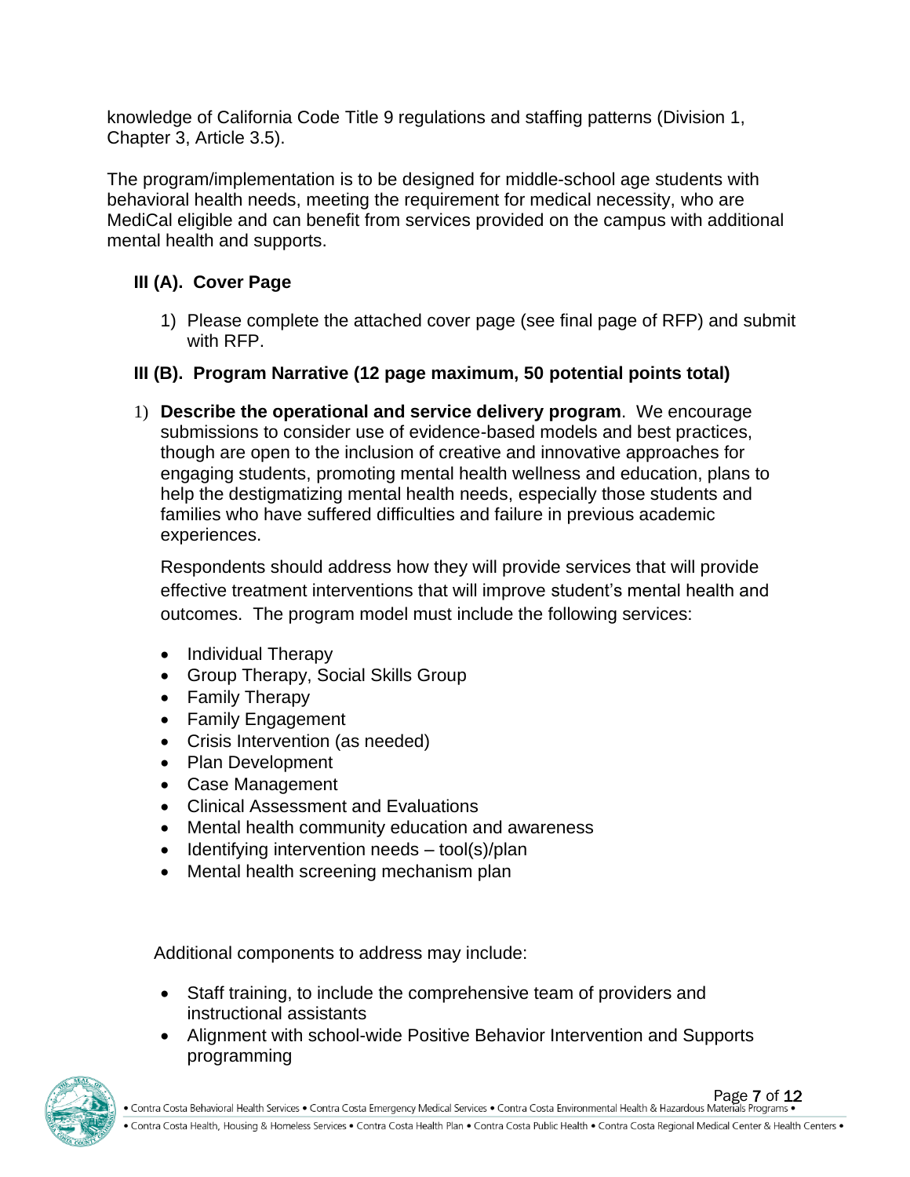knowledge of California Code Title 9 regulations and staffing patterns (Division 1, Chapter 3, Article 3.5).

The program/implementation is to be designed for middle-school age students with behavioral health needs, meeting the requirement for medical necessity, who are MediCal eligible and can benefit from services provided on the campus with additional mental health and supports.

### III (A). Cover Page

1) Please complete the attached cover page (see final page of RFP) and submit with RFP.

### III (B). Program Narrative (12 page maximum, 50 potential points total)

1) **Describe the operational and service delivery program**. We encourage submissions to consider use of evidence-based models and best practices, though are open to the inclusion of creative and innovative approaches for engaging students, promoting mental health wellness and education, plans to help the destigmatizing mental health needs, especially those students and families who have suffered difficulties and failure in previous academic experiences.

   Respondents should address how they will provide services that will provide effective treatment interventions that will improve student's mental health and outcomes. The program model must include the following services:

   - Individual Therapy
   - Group Therapy, Social Skills Group
   - Family Therapy
   - Family Engagement
   - Crisis Intervention (as needed)
   - Plan Development
   - Case Management
   - Clinical Assessment and Evaluations
   - Mental health community education and awareness
   - Identifying intervention needs – tool(s)/plan
   - Mental health screening mechanism plan

   Additional components to address may include:

   - Staff training, to include the comprehensive team of providers and instructional assistants
   - Alignment with school-wide Positive Behavior Intervention and Supports programming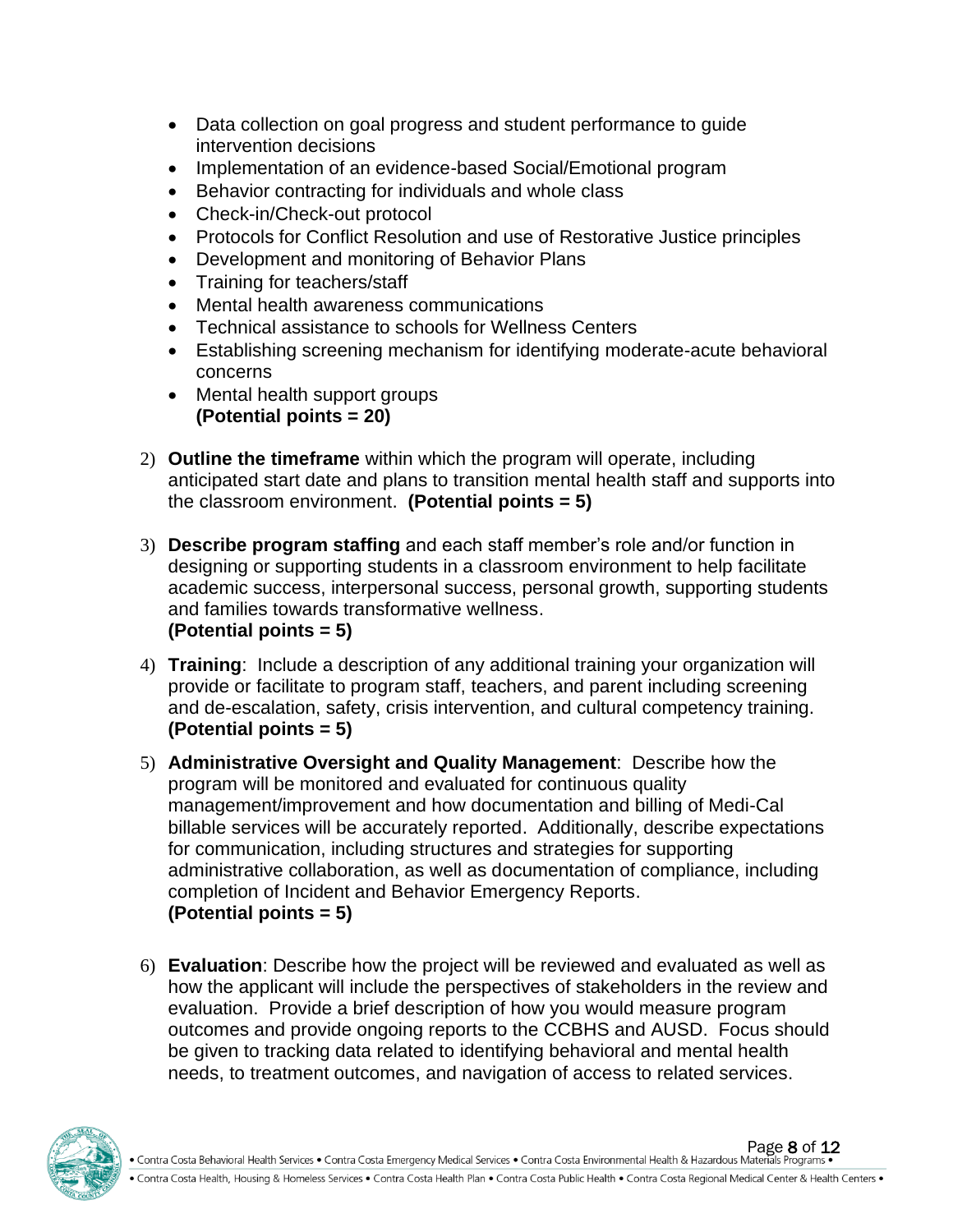- Data collection on goal progress and student performance to guide intervention decisions
- Implementation of an evidence-based Social/Emotional program
- Behavior contracting for individuals and whole class
- Check-in/Check-out protocol
- Protocols for Conflict Resolution and use of Restorative Justice principles
- Development and monitoring of Behavior Plans
- Training for teachers/staff
- Mental health awareness communications
- Technical assistance to schools for Wellness Centers
- Establishing screening mechanism for identifying moderate-acute behavioral concerns
- Mental health support groups
  **(Potential points = 20)**

2) **Outline the timeframe** within which the program will operate, including anticipated start date and plans to transition mental health staff and supports into the classroom environment. **(Potential points = 5)**

3) **Describe program staffing** and each staff member's role and/or function in designing or supporting students in a classroom environment to help facilitate academic success, interpersonal success, personal growth, supporting students and families towards transformative wellness.
   **(Potential points = 5)**

4) **Training**: Include a description of any additional training your organization will provide or facilitate to program staff, teachers, and parent including screening and de-escalation, safety, crisis intervention, and cultural competency training.
   **(Potential points = 5)**

5) **Administrative Oversight and Quality Management**: Describe how the program will be monitored and evaluated for continuous quality management/improvement and how documentation and billing of Medi-Cal billable services will be accurately reported. Additionally, describe expectations for communication, including structures and strategies for supporting administrative collaboration, as well as documentation of compliance, including completion of Incident and Behavior Emergency Reports.
   **(Potential points = 5)**

6) **Evaluation**: Describe how the project will be reviewed and evaluated as well as how the applicant will include the perspectives of stakeholders in the review and evaluation. Provide a brief description of how you would measure program outcomes and provide ongoing reports to the CCBHS and AUSD. Focus should be given to tracking data related to identifying behavioral and mental health needs, to treatment outcomes, and navigation of access to related services.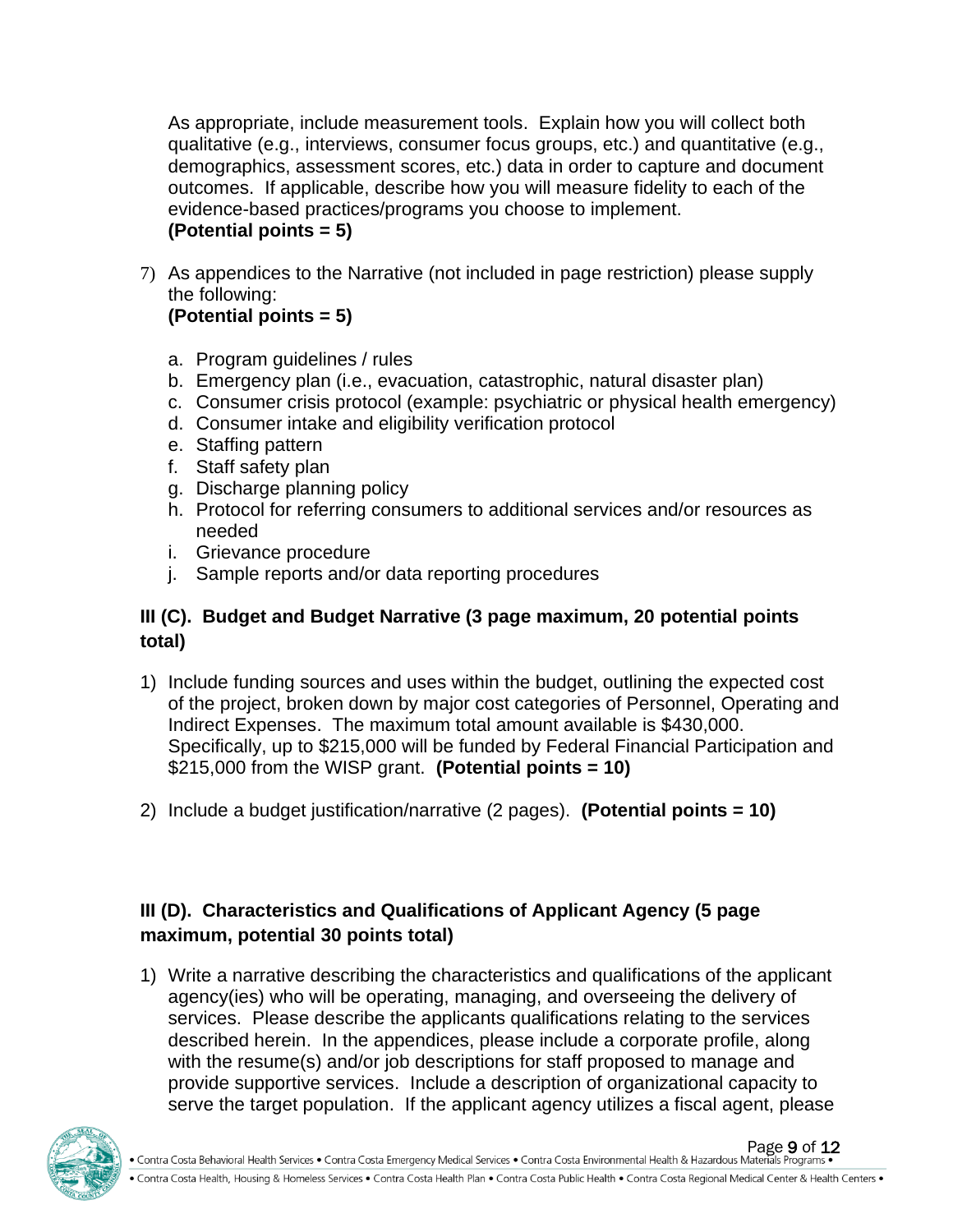As appropriate, include measurement tools. Explain how you will collect both qualitative (e.g., interviews, consumer focus groups, etc.) and quantitative (e.g., demographics, assessment scores, etc.) data in order to capture and document outcomes. If applicable, describe how you will measure fidelity to each of the evidence-based practices/programs you choose to implement.
**(Potential points = 5)**

7) As appendices to the Narrative (not included in page restriction) please supply the following:
**(Potential points = 5)**

   a. Program guidelines / rules
   b. Emergency plan (i.e., evacuation, catastrophic, natural disaster plan)
   c. Consumer crisis protocol (example: psychiatric or physical health emergency)
   d. Consumer intake and eligibility verification protocol
   e. Staffing pattern
   f. Staff safety plan
   g. Discharge planning policy
   h. Protocol for referring consumers to additional services and/or resources as needed
   i. Grievance procedure
   j. Sample reports and/or data reporting procedures

### III (C). Budget and Budget Narrative (3 page maximum, 20 potential points total)

1) Include funding sources and uses within the budget, outlining the expected cost of the project, broken down by major cost categories of Personnel, Operating and Indirect Expenses. The maximum total amount available is $430,000. Specifically, up to $215,000 will be funded by Federal Financial Participation and $215,000 from the WISP grant. **(Potential points = 10)**

2) Include a budget justification/narrative (2 pages). **(Potential points = 10)**

### III (D). Characteristics and Qualifications of Applicant Agency (5 page maximum, potential 30 points total)

1) Write a narrative describing the characteristics and qualifications of the applicant agency(ies) who will be operating, managing, and overseeing the delivery of services. Please describe the applicants qualifications relating to the services described herein. In the appendices, please include a corporate profile, along with the resume(s) and/or job descriptions for staff proposed to manage and provide supportive services. Include a description of organizational capacity to serve the target population. If the applicant agency utilizes a fiscal agent, please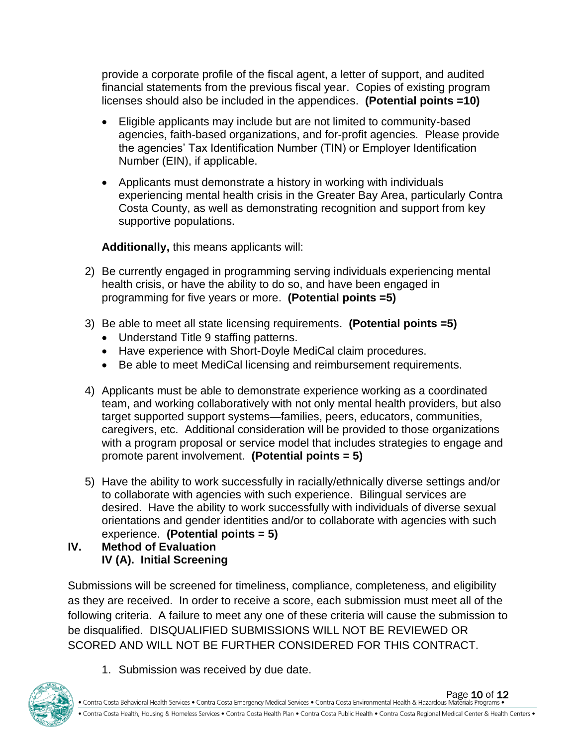provide a corporate profile of the fiscal agent, a letter of support, and audited financial statements from the previous fiscal year. Copies of existing program licenses should also be included in the appendices. **(Potential points =10)**

- Eligible applicants may include but are not limited to community-based agencies, faith-based organizations, and for-profit agencies. Please provide the agencies' Tax Identification Number (TIN) or Employer Identification Number (EIN), if applicable.
- Applicants must demonstrate a history in working with individuals experiencing mental health crisis in the Greater Bay Area, particularly Contra Costa County, as well as demonstrating recognition and support from key supportive populations.

**Additionally,** this means applicants will:

2) Be currently engaged in programming serving individuals experiencing mental health crisis, or have the ability to do so, and have been engaged in programming for five years or more. **(Potential points =5)**

3) Be able to meet all state licensing requirements. **(Potential points =5)**
   - Understand Title 9 staffing patterns.
   - Have experience with Short-Doyle MediCal claim procedures.
   - Be able to meet MediCal licensing and reimbursement requirements.

4) Applicants must be able to demonstrate experience working as a coordinated team, and working collaboratively with not only mental health providers, but also target supported support systems—families, peers, educators, communities, caregivers, etc. Additional consideration will be provided to those organizations with a program proposal or service model that includes strategies to engage and promote parent involvement. **(Potential points = 5)**

5) Have the ability to work successfully in racially/ethnically diverse settings and/or to collaborate with agencies with such experience. Bilingual services are desired. Have the ability to work successfully with individuals of diverse sexual orientations and gender identities and/or to collaborate with agencies with such experience. **(Potential points = 5)**

## IV. Method of Evaluation

### IV (A). Initial Screening

Submissions will be screened for timeliness, compliance, completeness, and eligibility as they are received. In order to receive a score, each submission must meet all of the following criteria. A failure to meet any one of these criteria will cause the submission to be disqualified. DISQUALIFIED SUBMISSIONS WILL NOT BE REVIEWED OR SCORED AND WILL NOT BE FURTHER CONSIDERED FOR THIS CONTRACT.

1. Submission was received by due date.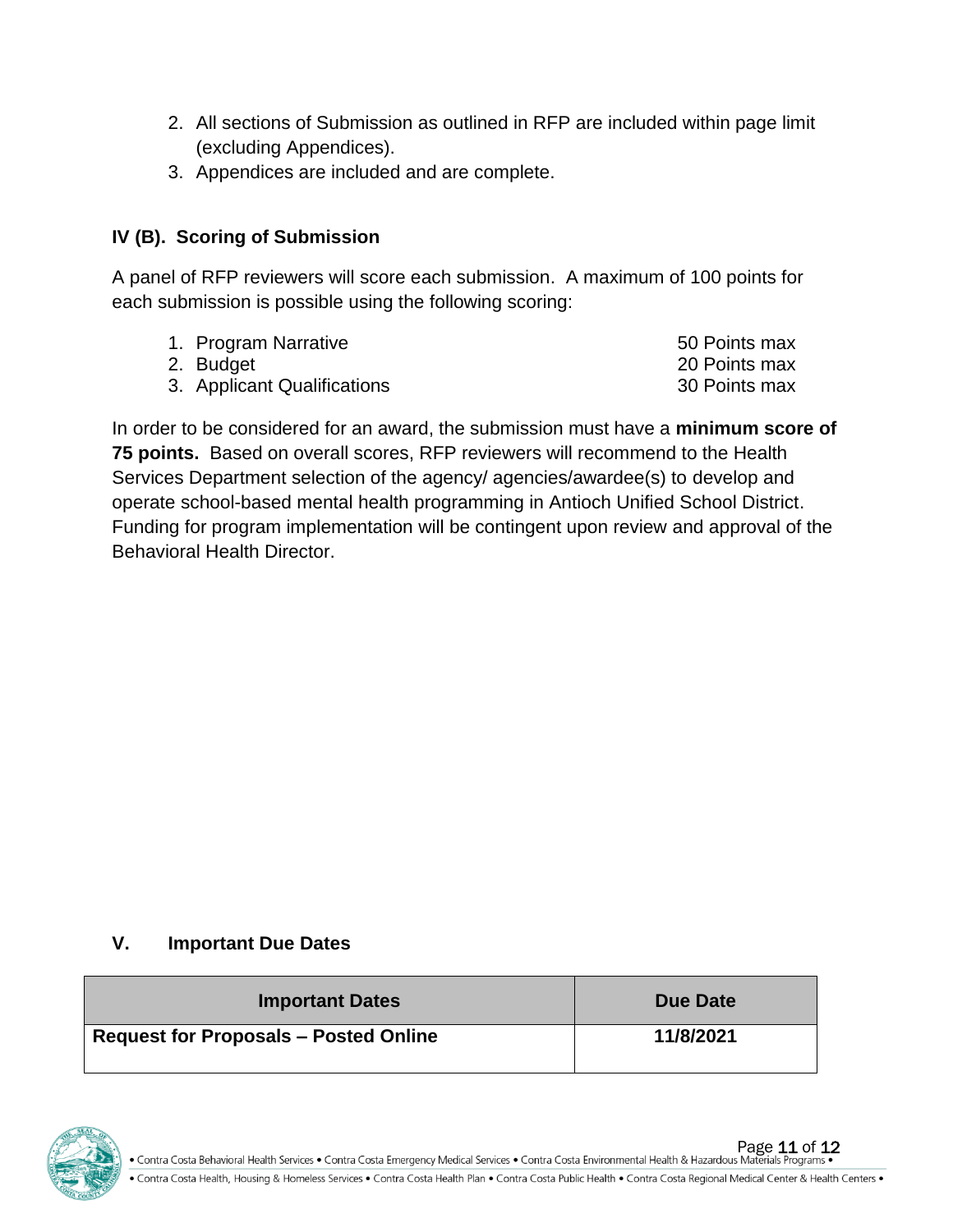2. All sections of Submission as outlined in RFP are included within page limit (excluding Appendices).
3. Appendices are included and are complete.

### IV (B). Scoring of Submission

A panel of RFP reviewers will score each submission. A maximum of 100 points for each submission is possible using the following scoring:

1. Program Narrative — 50 Points max
2. Budget — 20 Points max
3. Applicant Qualifications — 30 Points max

In order to be considered for an award, the submission must have a **minimum score of 75 points.** Based on overall scores, RFP reviewers will recommend to the Health Services Department selection of the agency/ agencies/awardee(s) to develop and operate school-based mental health programming in Antioch Unified School District. Funding for program implementation will be contingent upon review and approval of the Behavioral Health Director.

### V. Important Due Dates

| Important Dates | Due Date |
| --- | --- |
| **Request for Proposals – Posted Online** | **11/8/2021** |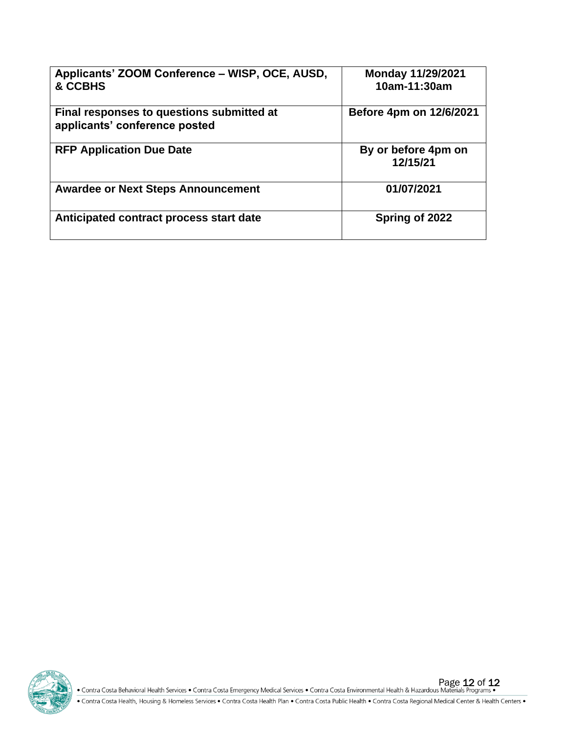| | |
|---|---|
| **Applicants' ZOOM Conference – WISP, OCE, AUSD, & CCBHS** | **Monday 11/29/2021 10am-11:30am** |
| **Final responses to questions submitted at applicants' conference posted** | **Before 4pm on 12/6/2021** |
| **RFP Application Due Date** | **By or before 4pm on 12/15/21** |
| **Awardee or Next Steps Announcement** | **01/07/2021** |
| **Anticipated contract process start date** | **Spring of 2022** |